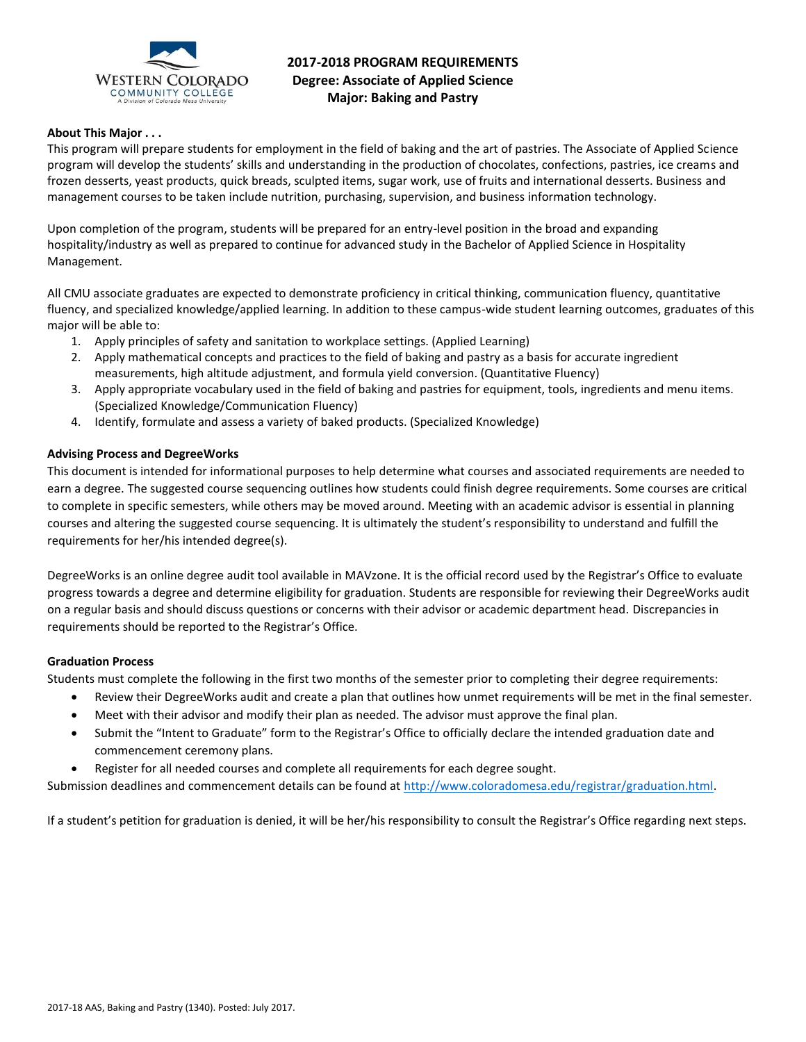# 2017-2018 PROGRAM REQUIREMENTS
## Degree: Associate of Applied Science
## Major: Baking and Pastry

**About This Major . . .**

This program will prepare students for employment in the field of baking and the art of pastries. The Associate of Applied Science program will develop the students' skills and understanding in the production of chocolates, confections, pastries, ice creams and frozen desserts, yeast products, quick breads, sculpted items, sugar work, use of fruits and international desserts. Business and management courses to be taken include nutrition, purchasing, supervision, and business information technology.

Upon completion of the program, students will be prepared for an entry-level position in the broad and expanding hospitality/industry as well as prepared to continue for advanced study in the Bachelor of Applied Science in Hospitality Management.

All CMU associate graduates are expected to demonstrate proficiency in critical thinking, communication fluency, quantitative fluency, and specialized knowledge/applied learning. In addition to these campus-wide student learning outcomes, graduates of this major will be able to:

1. Apply principles of safety and sanitation to workplace settings. (Applied Learning)
2. Apply mathematical concepts and practices to the field of baking and pastry as a basis for accurate ingredient measurements, high altitude adjustment, and formula yield conversion. (Quantitative Fluency)
3. Apply appropriate vocabulary used in the field of baking and pastries for equipment, tools, ingredients and menu items. (Specialized Knowledge/Communication Fluency)
4. Identify, formulate and assess a variety of baked products. (Specialized Knowledge)

**Advising Process and DegreeWorks**

This document is intended for informational purposes to help determine what courses and associated requirements are needed to earn a degree. The suggested course sequencing outlines how students could finish degree requirements. Some courses are critical to complete in specific semesters, while others may be moved around. Meeting with an academic advisor is essential in planning courses and altering the suggested course sequencing. It is ultimately the student's responsibility to understand and fulfill the requirements for her/his intended degree(s).

DegreeWorks is an online degree audit tool available in MAVzone. It is the official record used by the Registrar's Office to evaluate progress towards a degree and determine eligibility for graduation. Students are responsible for reviewing their DegreeWorks audit on a regular basis and should discuss questions or concerns with their advisor or academic department head. Discrepancies in requirements should be reported to the Registrar's Office.

**Graduation Process**

Students must complete the following in the first two months of the semester prior to completing their degree requirements:

- Review their DegreeWorks audit and create a plan that outlines how unmet requirements will be met in the final semester.
- Meet with their advisor and modify their plan as needed. The advisor must approve the final plan.
- Submit the "Intent to Graduate" form to the Registrar's Office to officially declare the intended graduation date and commencement ceremony plans.
- Register for all needed courses and complete all requirements for each degree sought.

Submission deadlines and commencement details can be found at http://www.coloradomesa.edu/registrar/graduation.html.

If a student's petition for graduation is denied, it will be her/his responsibility to consult the Registrar's Office regarding next steps.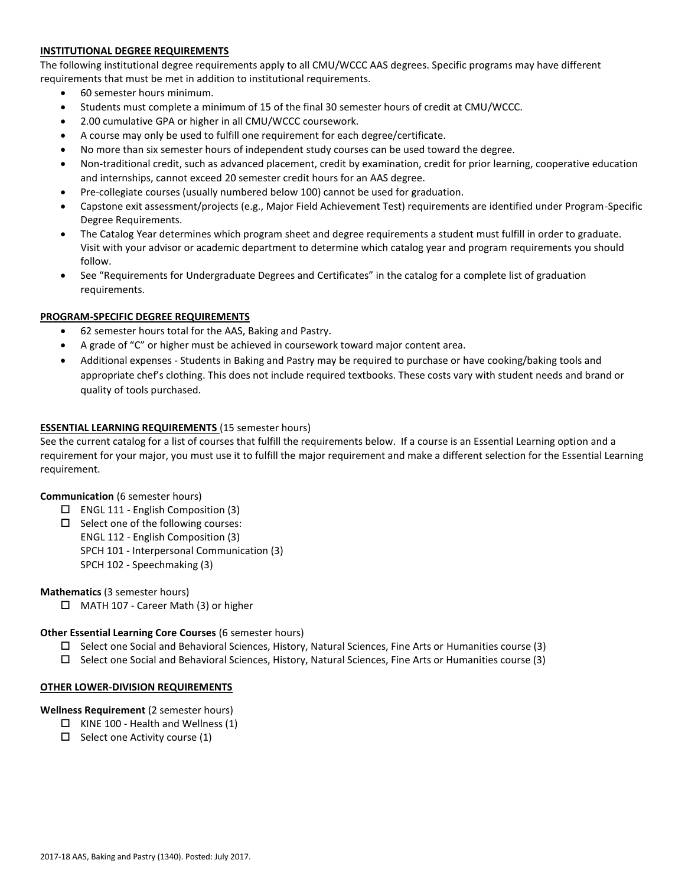## INSTITUTIONAL DEGREE REQUIREMENTS

The following institutional degree requirements apply to all CMU/WCCC AAS degrees. Specific programs may have different requirements that must be met in addition to institutional requirements.

- 60 semester hours minimum.
- Students must complete a minimum of 15 of the final 30 semester hours of credit at CMU/WCCC.
- 2.00 cumulative GPA or higher in all CMU/WCCC coursework.
- A course may only be used to fulfill one requirement for each degree/certificate.
- No more than six semester hours of independent study courses can be used toward the degree.
- Non-traditional credit, such as advanced placement, credit by examination, credit for prior learning, cooperative education and internships, cannot exceed 20 semester credit hours for an AAS degree.
- Pre-collegiate courses (usually numbered below 100) cannot be used for graduation.
- Capstone exit assessment/projects (e.g., Major Field Achievement Test) requirements are identified under Program-Specific Degree Requirements.
- The Catalog Year determines which program sheet and degree requirements a student must fulfill in order to graduate. Visit with your advisor or academic department to determine which catalog year and program requirements you should follow.
- See "Requirements for Undergraduate Degrees and Certificates" in the catalog for a complete list of graduation requirements.

## PROGRAM-SPECIFIC DEGREE REQUIREMENTS

- 62 semester hours total for the AAS, Baking and Pastry.
- A grade of "C" or higher must be achieved in coursework toward major content area.
- Additional expenses - Students in Baking and Pastry may be required to purchase or have cooking/baking tools and appropriate chef's clothing. This does not include required textbooks. These costs vary with student needs and brand or quality of tools purchased.

## ESSENTIAL LEARNING REQUIREMENTS (15 semester hours)

See the current catalog for a list of courses that fulfill the requirements below. If a course is an Essential Learning option and a requirement for your major, you must use it to fulfill the major requirement and make a different selection for the Essential Learning requirement.

**Communication** (6 semester hours)

- ☐ ENGL 111 - English Composition (3)
- ☐ Select one of the following courses:
  ENGL 112 - English Composition (3)
  SPCH 101 - Interpersonal Communication (3)
  SPCH 102 - Speechmaking (3)

**Mathematics** (3 semester hours)

- ☐ MATH 107 - Career Math (3) or higher

**Other Essential Learning Core Courses** (6 semester hours)

- ☐ Select one Social and Behavioral Sciences, History, Natural Sciences, Fine Arts or Humanities course (3)
- ☐ Select one Social and Behavioral Sciences, History, Natural Sciences, Fine Arts or Humanities course (3)

## OTHER LOWER-DIVISION REQUIREMENTS

**Wellness Requirement** (2 semester hours)

- ☐ KINE 100 - Health and Wellness (1)
- ☐ Select one Activity course (1)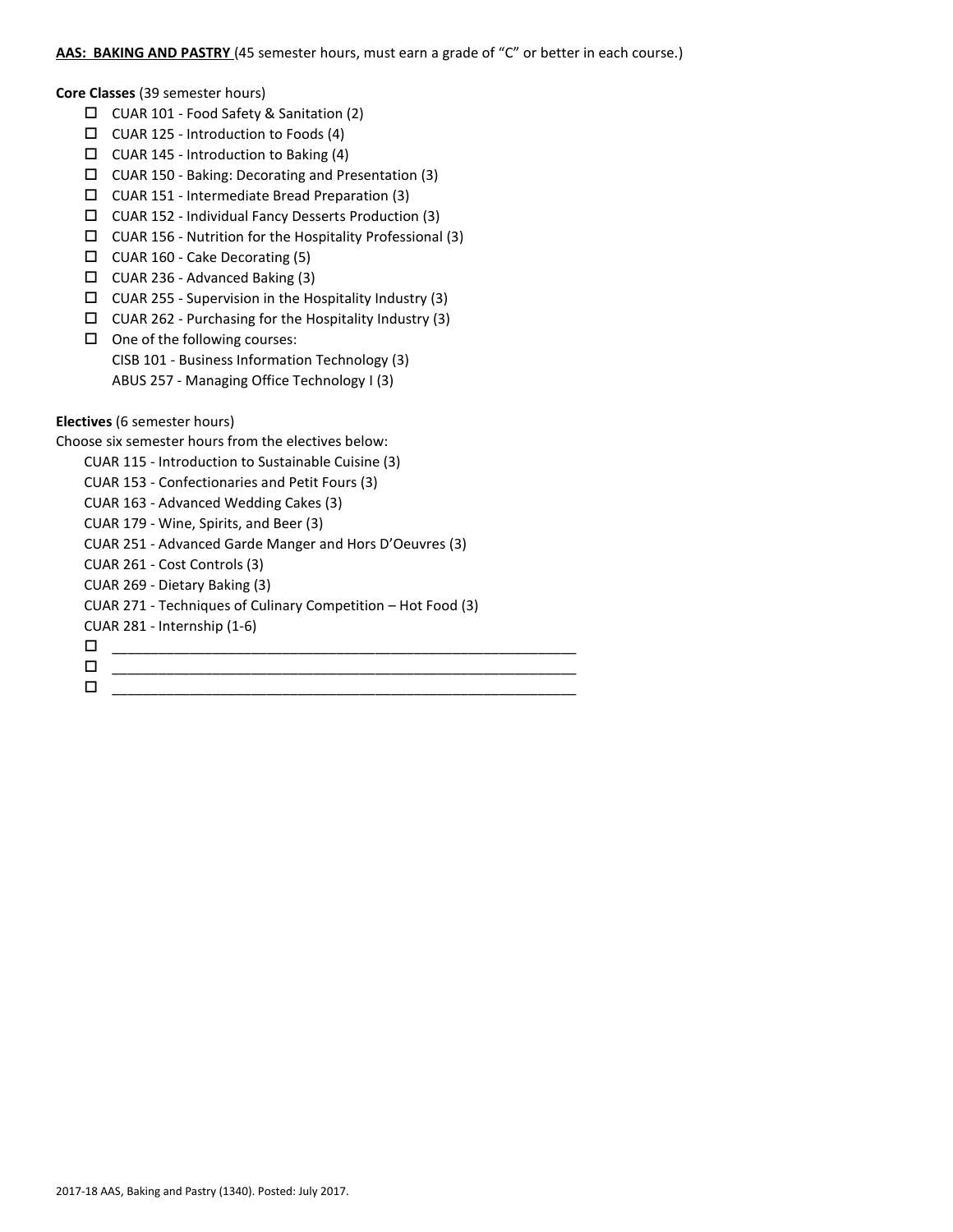**AAS: BAKING AND PASTRY** (45 semester hours, must earn a grade of "C" or better in each course.)

**Core Classes** (39 semester hours)

- ☐ CUAR 101 - Food Safety & Sanitation (2)
- ☐ CUAR 125 - Introduction to Foods (4)
- ☐ CUAR 145 - Introduction to Baking (4)
- ☐ CUAR 150 - Baking: Decorating and Presentation (3)
- ☐ CUAR 151 - Intermediate Bread Preparation (3)
- ☐ CUAR 152 - Individual Fancy Desserts Production (3)
- ☐ CUAR 156 - Nutrition for the Hospitality Professional (3)
- ☐ CUAR 160 - Cake Decorating (5)
- ☐ CUAR 236 - Advanced Baking (3)
- ☐ CUAR 255 - Supervision in the Hospitality Industry (3)
- ☐ CUAR 262 - Purchasing for the Hospitality Industry (3)
- ☐ One of the following courses:
  CISB 101 - Business Information Technology (3)
  ABUS 257 - Managing Office Technology I (3)

**Electives** (6 semester hours)

Choose six semester hours from the electives below:

CUAR 115 - Introduction to Sustainable Cuisine (3)
CUAR 153 - Confectionaries and Petit Fours (3)
CUAR 163 - Advanced Wedding Cakes (3)
CUAR 179 - Wine, Spirits, and Beer (3)
CUAR 251 - Advanced Garde Manger and Hors D'Oeuvres (3)
CUAR 261 - Cost Controls (3)
CUAR 269 - Dietary Baking (3)
CUAR 271 - Techniques of Culinary Competition – Hot Food (3)
CUAR 281 - Internship (1-6)

- ☐ ____________________________________________________________
- ☐ ____________________________________________________________
- ☐ ____________________________________________________________

2017-18 AAS, Baking and Pastry (1340). Posted: July 2017.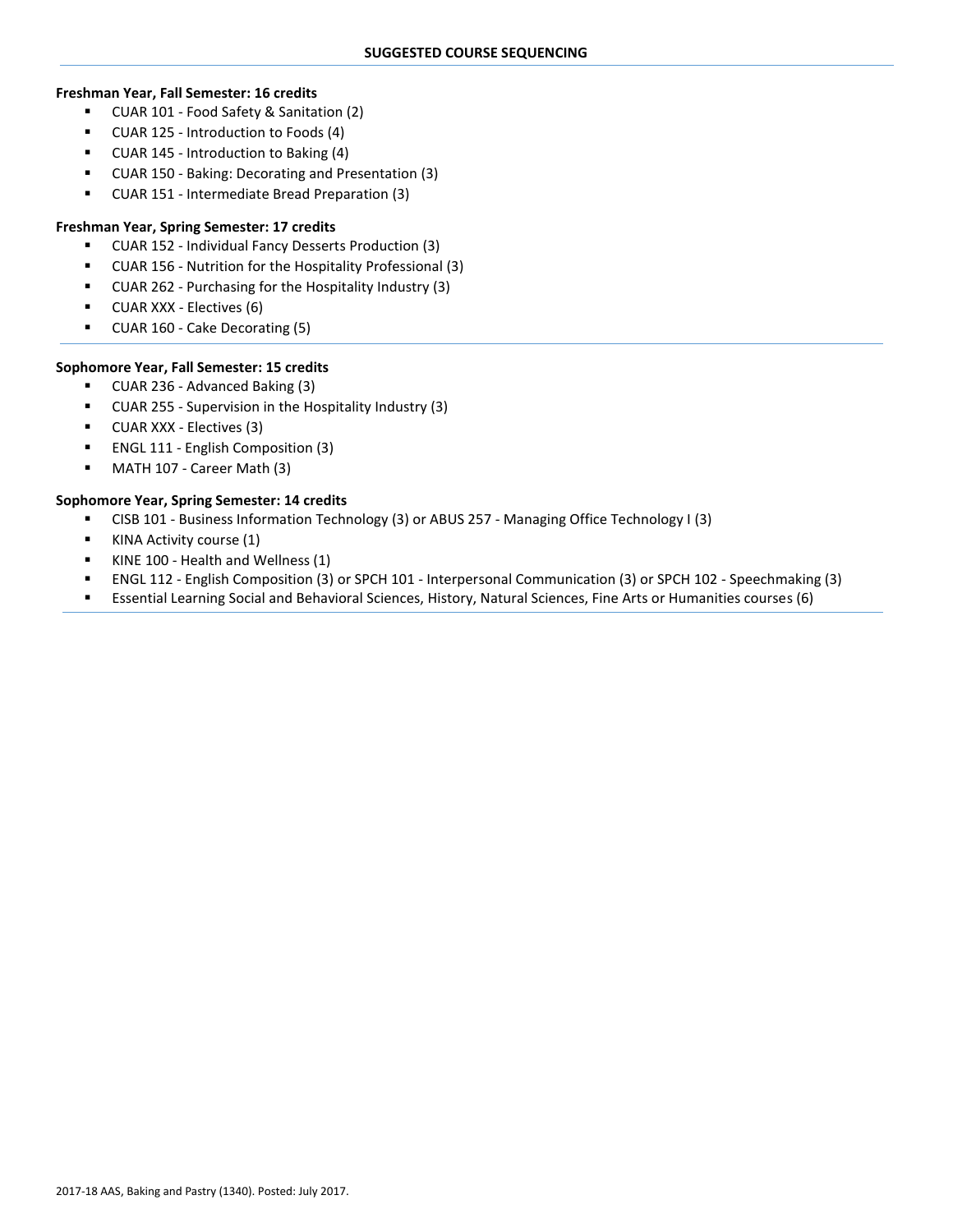## SUGGESTED COURSE SEQUENCING

**Freshman Year, Fall Semester: 16 credits**

- CUAR 101 - Food Safety & Sanitation (2)
- CUAR 125 - Introduction to Foods (4)
- CUAR 145 - Introduction to Baking (4)
- CUAR 150 - Baking: Decorating and Presentation (3)
- CUAR 151 - Intermediate Bread Preparation (3)

**Freshman Year, Spring Semester: 17 credits**

- CUAR 152 - Individual Fancy Desserts Production (3)
- CUAR 156 - Nutrition for the Hospitality Professional (3)
- CUAR 262 - Purchasing for the Hospitality Industry (3)
- CUAR XXX - Electives (6)
- CUAR 160 - Cake Decorating (5)

**Sophomore Year, Fall Semester: 15 credits**

- CUAR 236 - Advanced Baking (3)
- CUAR 255 - Supervision in the Hospitality Industry (3)
- CUAR XXX - Electives (3)
- ENGL 111 - English Composition (3)
- MATH 107 - Career Math (3)

**Sophomore Year, Spring Semester: 14 credits**

- CISB 101 - Business Information Technology (3) or ABUS 257 - Managing Office Technology I (3)
- KINA Activity course (1)
- KINE 100 - Health and Wellness (1)
- ENGL 112 - English Composition (3) or SPCH 101 - Interpersonal Communication (3) or SPCH 102 - Speechmaking (3)
- Essential Learning Social and Behavioral Sciences, History, Natural Sciences, Fine Arts or Humanities courses (6)